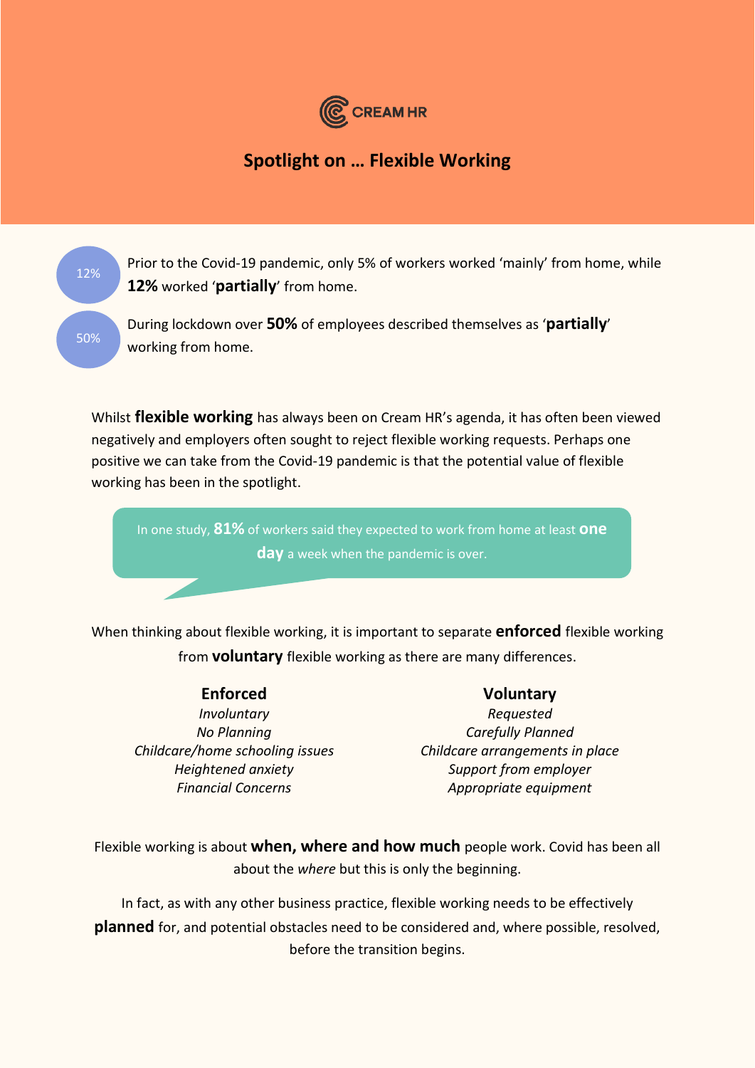CREAM HR

# Spotlight on … Flexible Working

12%

Prior to the Covid-19 pandemic, only 5% of workers worked 'mainly' from home, while **12%** worked '**partially**' from home.

50%

During lockdown over **50%** of employees described themselves as '**partially**' working from home.

Whilst **flexible working** has always been on Cream HR's agenda, it has often been viewed negatively and employers often sought to reject flexible working requests. Perhaps one positive we can take from the Covid-19 pandemic is that the potential value of flexible working has been in the spotlight.

> In one study, **81%** of workers said they expected to work from home at least **one day** a week when the pandemic is over.

When thinking about flexible working, it is important to separate **enforced** flexible working from **voluntary** flexible working as there are many differences.

| Enforced | Voluntary |
|---|---|
| *Involuntary* | *Requested* |
| *No Planning* | *Carefully Planned* |
| *Childcare/home schooling issues* | *Childcare arrangements in place* |
| *Heightened anxiety* | *Support from employer* |
| *Financial Concerns* | *Appropriate equipment* |

Flexible working is about **when, where and how much** people work. Covid has been all about the *where* but this is only the beginning.

In fact, as with any other business practice, flexible working needs to be effectively **planned** for, and potential obstacles need to be considered and, where possible, resolved, before the transition begins.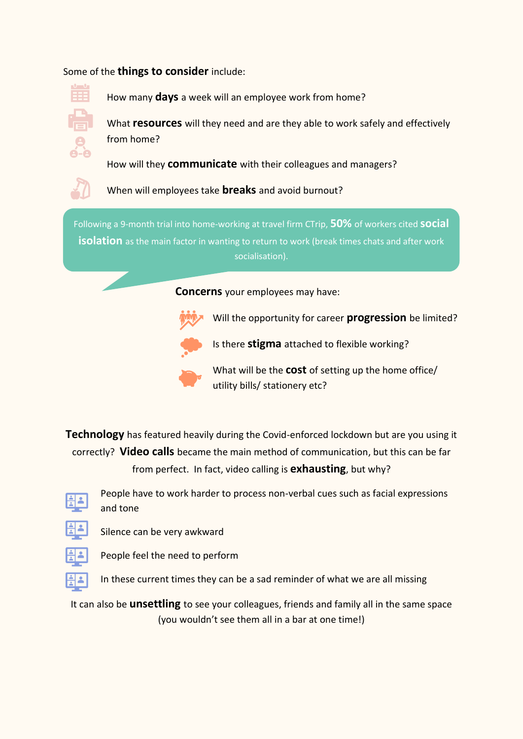Some of the **things to consider** include:

- How many **days** a week will an employee work from home?
- What **resources** will they need and are they able to work safely and effectively from home?
- How will they **communicate** with their colleagues and managers?
- When will employees take **breaks** and avoid burnout?

> Following a 9-month trial into home-working at travel firm CTrip, **50%** of workers cited **social isolation** as the main factor in wanting to return to work (break times chats and after work socialisation).

**Concerns** your employees may have:

- Will the opportunity for career **progression** be limited?
- Is there **stigma** attached to flexible working?
- What will be the **cost** of setting up the home office/ utility bills/ stationery etc?

**Technology** has featured heavily during the Covid-enforced lockdown but are you using it correctly? **Video calls** became the main method of communication, but this can be far from perfect. In fact, video calling is **exhausting**, but why?

- People have to work harder to process non-verbal cues such as facial expressions and tone
- Silence can be very awkward
- People feel the need to perform
- In these current times they can be a sad reminder of what we are all missing

It can also be **unsettling** to see your colleagues, friends and family all in the same space (you wouldn't see them all in a bar at one time!)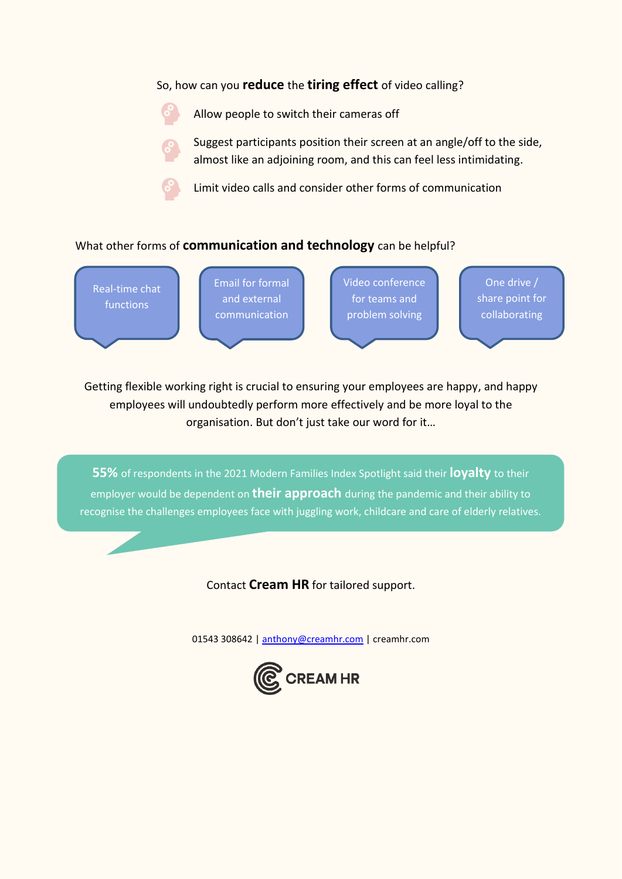So, how can you **reduce** the **tiring effect** of video calling?

- Allow people to switch their cameras off
- Suggest participants position their screen at an angle/off to the side, almost like an adjoining room, and this can feel less intimidating.
- Limit video calls and consider other forms of communication

What other forms of **communication and technology** can be helpful?

- Real-time chat functions
- Email for formal and external communication
- Video conference for teams and problem solving
- One drive / share point for collaborating

Getting flexible working right is crucial to ensuring your employees are happy, and happy employees will undoubtedly perform more effectively and be more loyal to the organisation. But don't just take our word for it…

**55%** of respondents in the 2021 Modern Families Index Spotlight said their **loyalty** to their employer would be dependent on **their approach** during the pandemic and their ability to recognise the challenges employees face with juggling work, childcare and care of elderly relatives.

Contact **Cream HR** for tailored support.

01543 308642 | anthony@creamhr.com | creamhr.com

CREAM HR